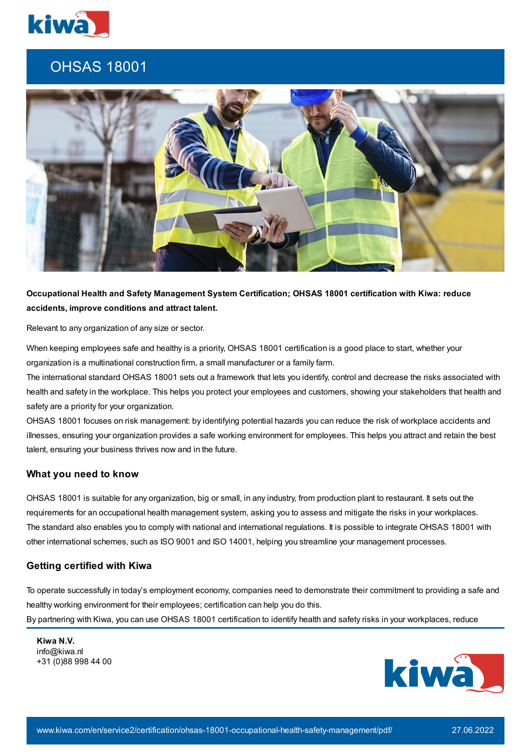# OHSAS 18001

**Occupational Health and Safety Management System Certification; OHSAS 18001 certification with Kiwa: reduce accidents, improve conditions and attract talent.**

Relevant to any organization of any size or sector.

When keeping employees safe and healthy is a priority, OHSAS 18001 certification is a good place to start, whether your organization is a multinational construction firm, a small manufacturer or a family farm.
The international standard OHSAS 18001 sets out a framework that lets you identify, control and decrease the risks associated with health and safety in the workplace. This helps you protect your employees and customers, showing your stakeholders that health and safety are a priority for your organization.
OHSAS 18001 focuses on risk management: by identifying potential hazards you can reduce the risk of workplace accidents and illnesses, ensuring your organization provides a safe working environment for employees. This helps you attract and retain the best talent, ensuring your business thrives now and in the future.

## What you need to know

OHSAS 18001 is suitable for any organization, big or small, in any industry, from production plant to restaurant. It sets out the requirements for an occupational health management system, asking you to assess and mitigate the risks in your workplaces.
The standard also enables you to comply with national and international regulations. It is possible to integrate OHSAS 18001 with other international schemes, such as ISO 9001 and ISO 14001, helping you streamline your management processes.

## Getting certified with Kiwa

To operate successfully in today's employment economy, companies need to demonstrate their commitment to providing a safe and healthy working environment for their employees; certification can help you do this.
By partnering with Kiwa, you can use OHSAS 18001 certification to identify health and safety risks in your workplaces, reduce

**Kiwa N.V.**
info@kiwa.nl
+31 (0)88 998 44 00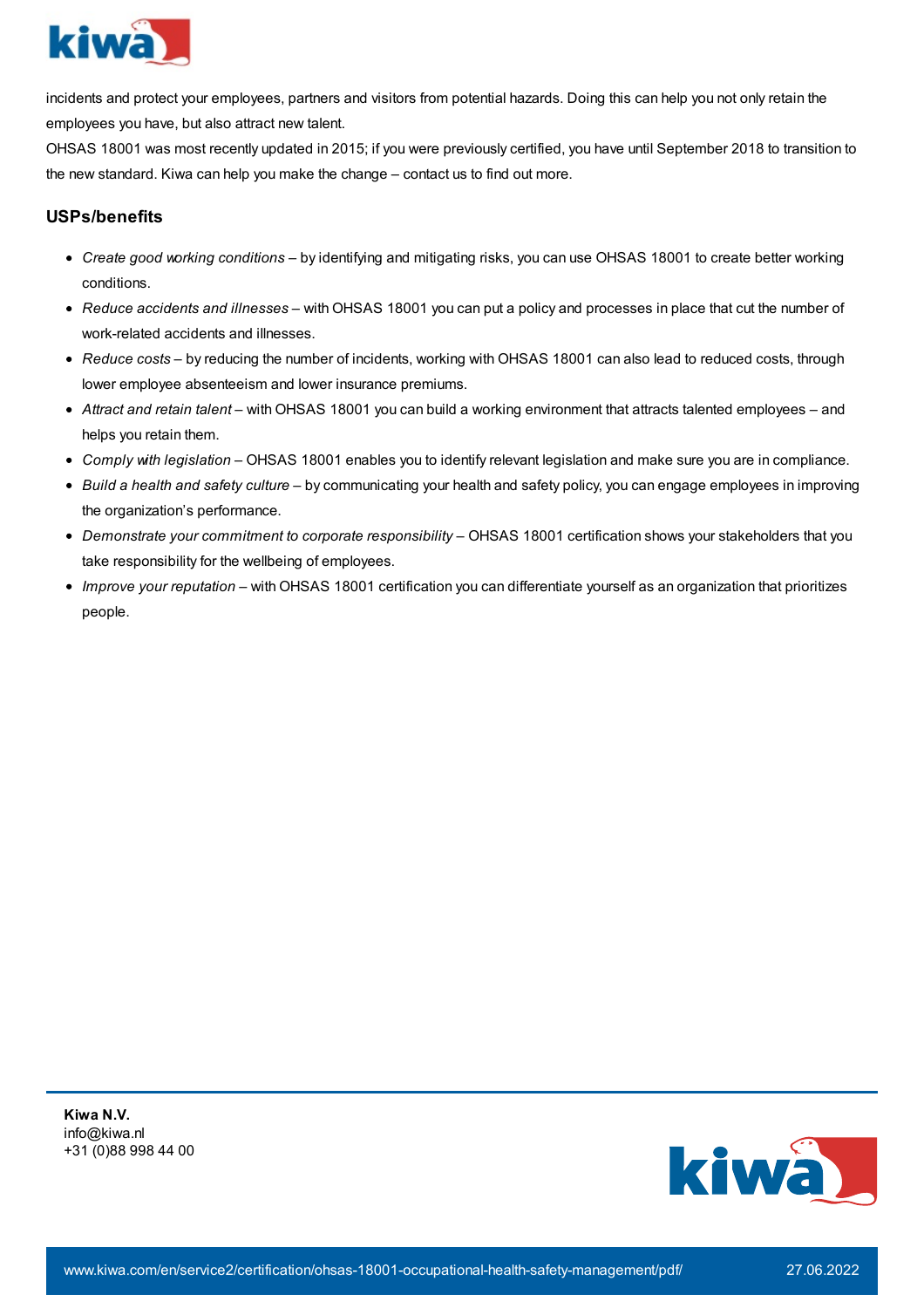incidents and protect your employees, partners and visitors from potential hazards. Doing this can help you not only retain the employees you have, but also attract new talent.

OHSAS 18001 was most recently updated in 2015; if you were previously certified, you have until September 2018 to transition to the new standard. Kiwa can help you make the change – contact us to find out more.

### USPs/benefits

- *Create good working conditions* – by identifying and mitigating risks, you can use OHSAS 18001 to create better working conditions.
- *Reduce accidents and illnesses* – with OHSAS 18001 you can put a policy and processes in place that cut the number of work-related accidents and illnesses.
- *Reduce costs* – by reducing the number of incidents, working with OHSAS 18001 can also lead to reduced costs, through lower employee absenteeism and lower insurance premiums.
- *Attract and retain talent* – with OHSAS 18001 you can build a working environment that attracts talented employees – and helps you retain them.
- *Comply with legislation* – OHSAS 18001 enables you to identify relevant legislation and make sure you are in compliance.
- *Build a health and safety culture* – by communicating your health and safety policy, you can engage employees in improving the organization's performance.
- *Demonstrate your commitment to corporate responsibility* – OHSAS 18001 certification shows your stakeholders that you take responsibility for the wellbeing of employees.
- *Improve your reputation* – with OHSAS 18001 certification you can differentiate yourself as an organization that prioritizes people.

**Kiwa N.V.**
info@kiwa.nl
+31 (0)88 998 44 00

www.kiwa.com/en/service2/certification/ohsas-18001-occupational-health-safety-management/pdf/ 27.06.2022